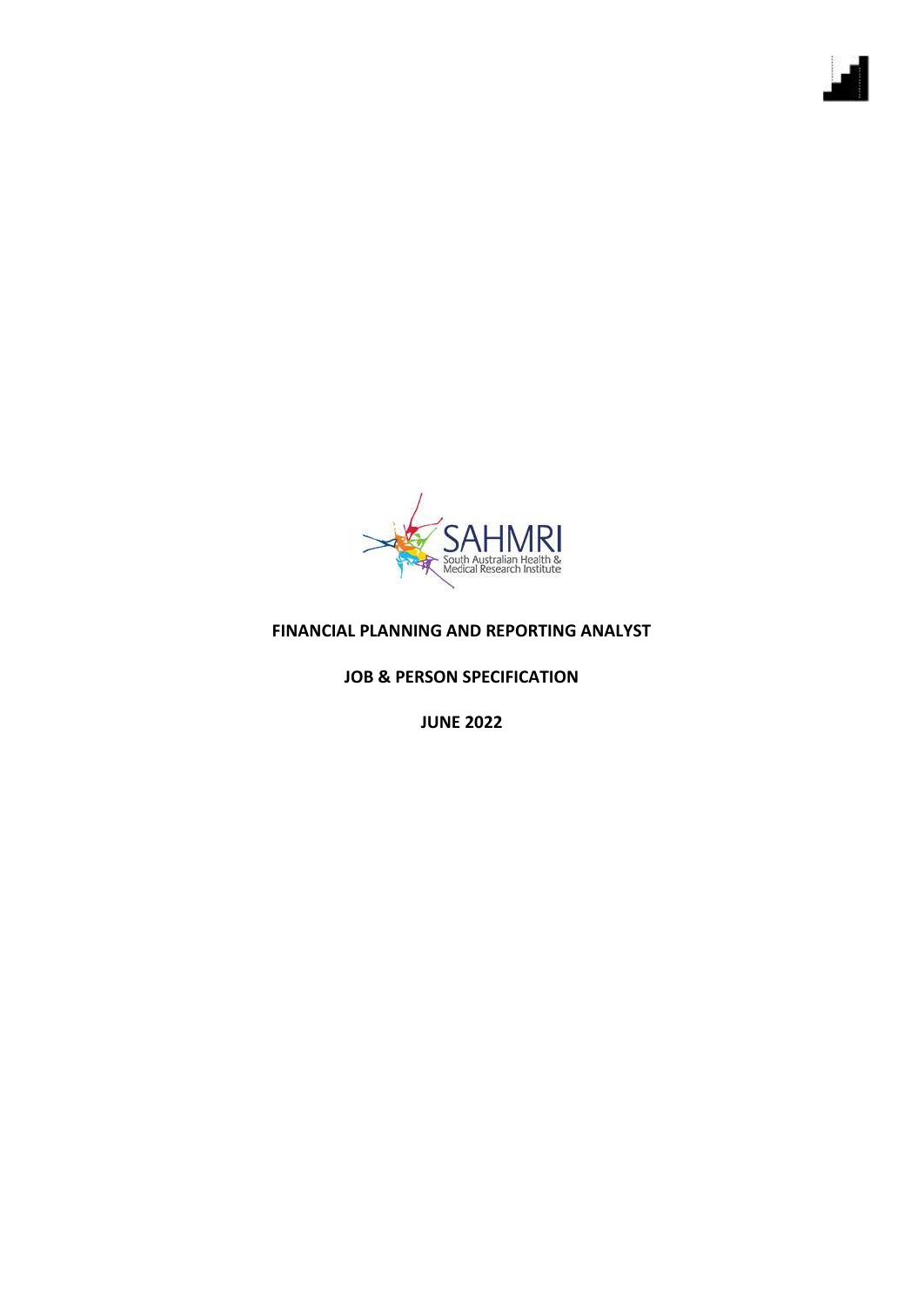SAHMRI
South Australian Health & Medical Research Institute

**FINANCIAL PLANNING AND REPORTING ANALYST**

**JOB & PERSON SPECIFICATION**

**JUNE 2022**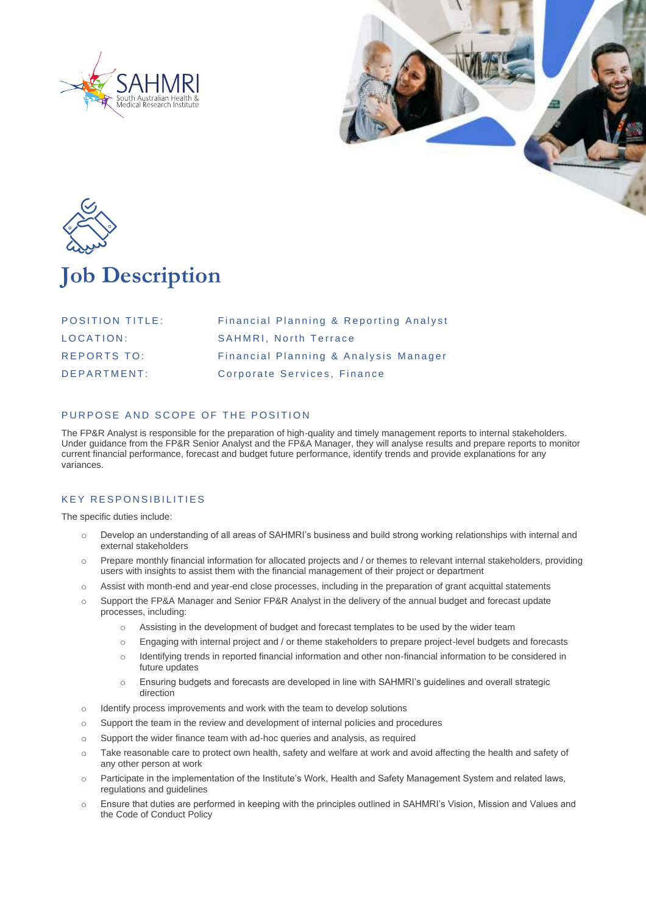# Job Description

| | |
|---|---|
| POSITION TITLE: | Financial Planning & Reporting Analyst |
| LOCATION: | SAHMRI, North Terrace |
| REPORTS TO: | Financial Planning & Analysis Manager |
| DEPARTMENT: | Corporate Services, Finance |

## PURPOSE AND SCOPE OF THE POSITION

The FP&R Analyst is responsible for the preparation of high-quality and timely management reports to internal stakeholders. Under guidance from the FP&R Senior Analyst and the FP&A Manager, they will analyse results and prepare reports to monitor current financial performance, forecast and budget future performance, identify trends and provide explanations for any variances.

## KEY RESPONSIBILITIES

The specific duties include:

- Develop an understanding of all areas of SAHMRI's business and build strong working relationships with internal and external stakeholders
- Prepare monthly financial information for allocated projects and / or themes to relevant internal stakeholders, providing users with insights to assist them with the financial management of their project or department
- Assist with month-end and year-end close processes, including in the preparation of grant acquittal statements
- Support the FP&A Manager and Senior FP&R Analyst in the delivery of the annual budget and forecast update processes, including:
  - Assisting in the development of budget and forecast templates to be used by the wider team
  - Engaging with internal project and / or theme stakeholders to prepare project-level budgets and forecasts
  - Identifying trends in reported financial information and other non-financial information to be considered in future updates
  - Ensuring budgets and forecasts are developed in line with SAHMRI's guidelines and overall strategic direction
- Identify process improvements and work with the team to develop solutions
- Support the team in the review and development of internal policies and procedures
- Support the wider finance team with ad-hoc queries and analysis, as required
- Take reasonable care to protect own health, safety and welfare at work and avoid affecting the health and safety of any other person at work
- Participate in the implementation of the Institute's Work, Health and Safety Management System and related laws, regulations and guidelines
- Ensure that duties are performed in keeping with the principles outlined in SAHMRI's Vision, Mission and Values and the Code of Conduct Policy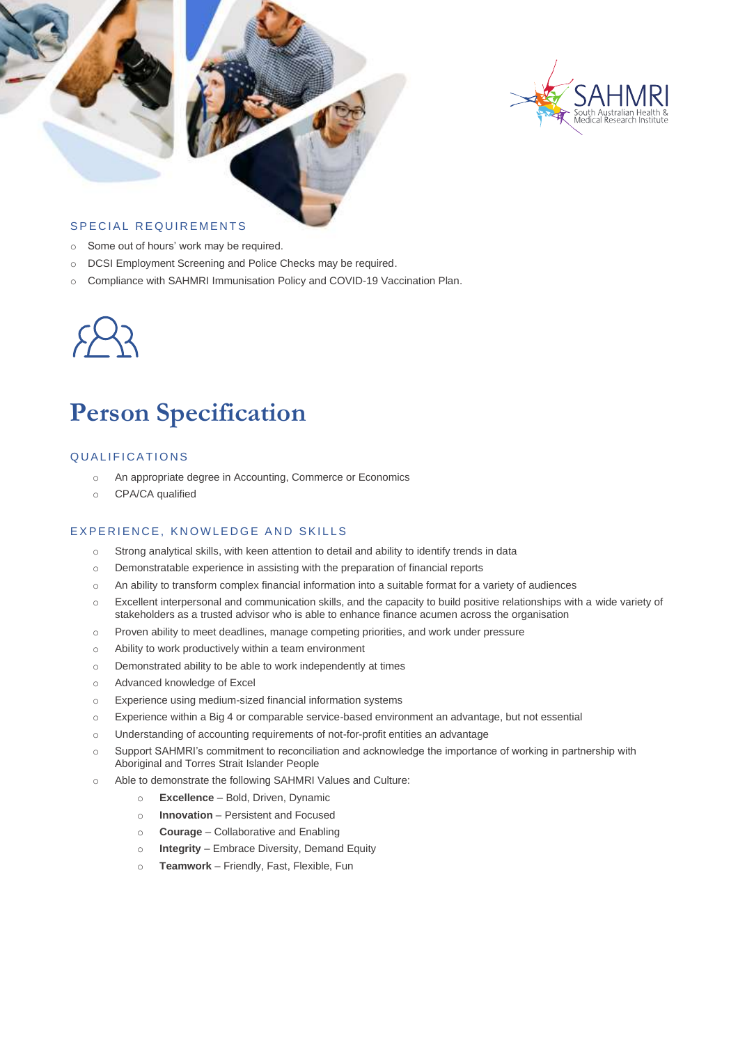## SPECIAL REQUIREMENTS

- Some out of hours' work may be required.
- DCSI Employment Screening and Police Checks may be required.
- Compliance with SAHMRI Immunisation Policy and COVID-19 Vaccination Plan.

# Person Specification

## QUALIFICATIONS

- An appropriate degree in Accounting, Commerce or Economics
- CPA/CA qualified

## EXPERIENCE, KNOWLEDGE AND SKILLS

- Strong analytical skills, with keen attention to detail and ability to identify trends in data
- Demonstratable experience in assisting with the preparation of financial reports
- An ability to transform complex financial information into a suitable format for a variety of audiences
- Excellent interpersonal and communication skills, and the capacity to build positive relationships with a wide variety of stakeholders as a trusted advisor who is able to enhance finance acumen across the organisation
- Proven ability to meet deadlines, manage competing priorities, and work under pressure
- Ability to work productively within a team environment
- Demonstrated ability to be able to work independently at times
- Advanced knowledge of Excel
- Experience using medium-sized financial information systems
- Experience within a Big 4 or comparable service-based environment an advantage, but not essential
- Understanding of accounting requirements of not-for-profit entities an advantage
- Support SAHMRI's commitment to reconciliation and acknowledge the importance of working in partnership with Aboriginal and Torres Strait Islander People
- Able to demonstrate the following SAHMRI Values and Culture:
  - **Excellence** – Bold, Driven, Dynamic
  - **Innovation** – Persistent and Focused
  - **Courage** – Collaborative and Enabling
  - **Integrity** – Embrace Diversity, Demand Equity
  - **Teamwork** – Friendly, Fast, Flexible, Fun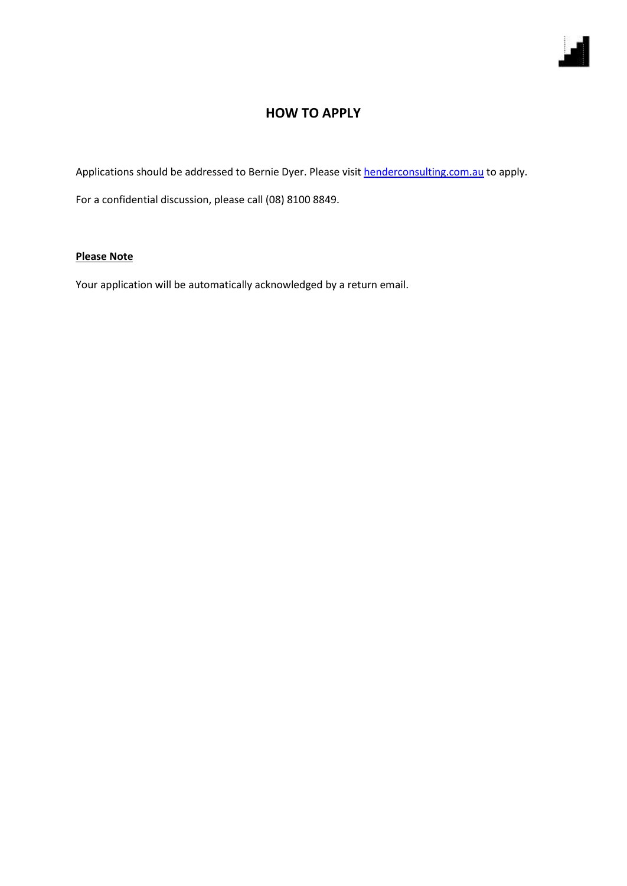# HOW TO APPLY

Applications should be addressed to Bernie Dyer. Please visit [henderconsulting.com.au](henderconsulting.com.au) to apply.

For a confidential discussion, please call (08) 8100 8849.

**Please Note**

Your application will be automatically acknowledged by a return email.